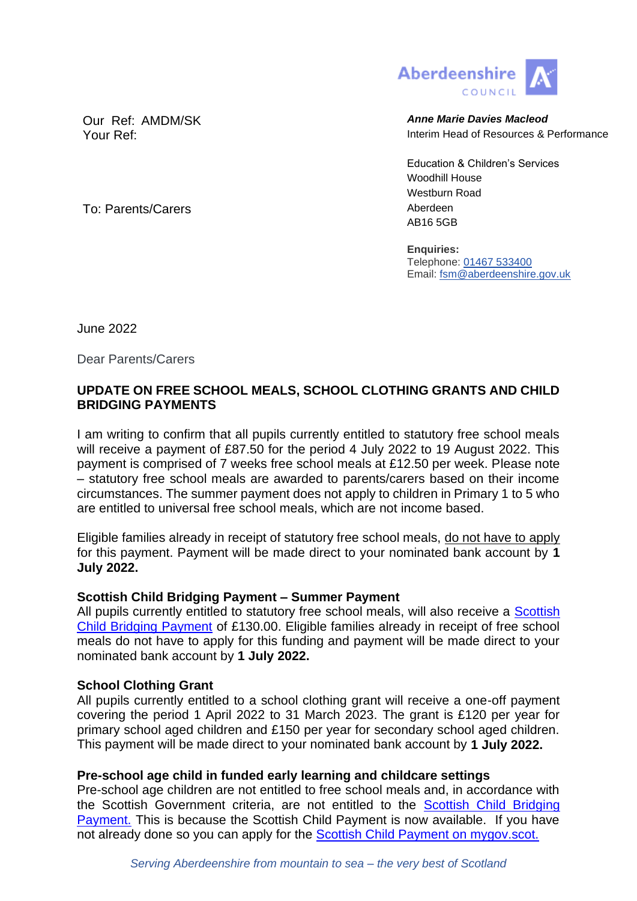Aberdeenshire COUNCIL

Our Ref: AMDM/SK
Your Ref:

To: Parents/Carers

***Anne Marie Davies Macleod***
Interim Head of Resources & Performance

Education & Children's Services
Woodhill House
Westburn Road
Aberdeen
AB16 5GB

**Enquiries:**
Telephone: [01467 533400](tel:01467533400)
Email: [fsm@aberdeenshire.gov.uk](mailto:fsm@aberdeenshire.gov.uk)

June 2022

Dear Parents/Carers

**UPDATE ON FREE SCHOOL MEALS, SCHOOL CLOTHING GRANTS AND CHILD BRIDGING PAYMENTS**

I am writing to confirm that all pupils currently entitled to statutory free school meals will receive a payment of £87.50 for the period 4 July 2022 to 19 August 2022. This payment is comprised of 7 weeks free school meals at £12.50 per week. Please note – statutory free school meals are awarded to parents/carers based on their income circumstances. The summer payment does not apply to children in Primary 1 to 5 who are entitled to universal free school meals, which are not income based.

Eligible families already in receipt of statutory free school meals, do not have to apply for this payment. Payment will be made direct to your nominated bank account by **1 July 2022.**

**Scottish Child Bridging Payment – Summer Payment**
All pupils currently entitled to statutory free school meals, will also receive a Scottish Child Bridging Payment of £130.00. Eligible families already in receipt of free school meals do not have to apply for this funding and payment will be made direct to your nominated bank account by **1 July 2022.**

**School Clothing Grant**
All pupils currently entitled to a school clothing grant will receive a one-off payment covering the period 1 April 2022 to 31 March 2023. The grant is £120 per year for primary school aged children and £150 per year for secondary school aged children. This payment will be made direct to your nominated bank account by **1 July 2022.**

**Pre-school age child in funded early learning and childcare settings**
Pre-school age children are not entitled to free school meals and, in accordance with the Scottish Government criteria, are not entitled to the Scottish Child Bridging Payment. This is because the Scottish Child Payment is now available. If you have not already done so you can apply for the Scottish Child Payment on mygov.scot.

*Serving Aberdeenshire from mountain to sea – the very best of Scotland*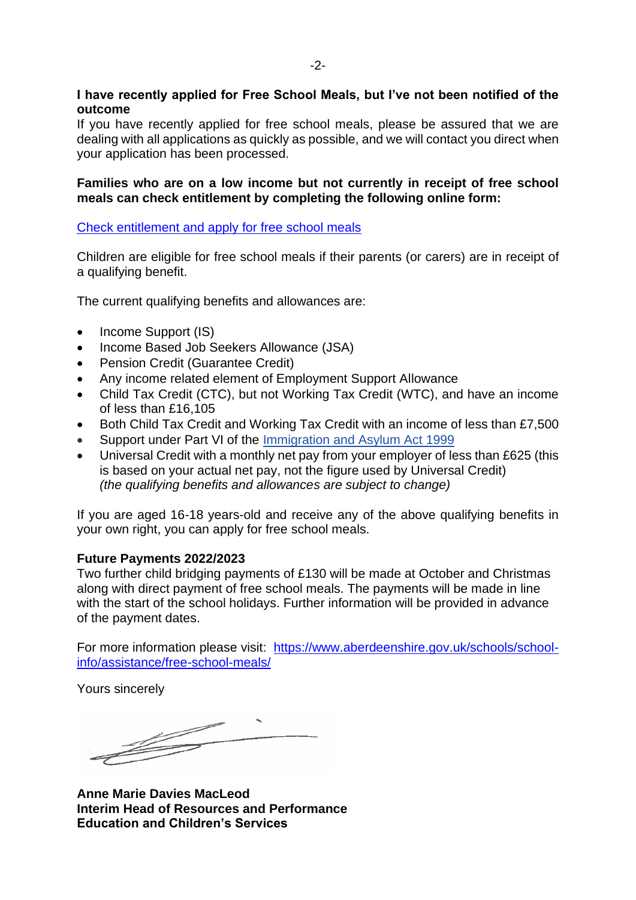**I have recently applied for Free School Meals, but I've not been notified of the outcome**

If you have recently applied for free school meals, please be assured that we are dealing with all applications as quickly as possible, and we will contact you direct when your application has been processed.

**Families who are on a low income but not currently in receipt of free school meals can check entitlement by completing the following online form:**

[Check entitlement and apply for free school meals]

Children are eligible for free school meals if their parents (or carers) are in receipt of a qualifying benefit.

The current qualifying benefits and allowances are:

- Income Support (IS)
- Income Based Job Seekers Allowance (JSA)
- Pension Credit (Guarantee Credit)
- Any income related element of Employment Support Allowance
- Child Tax Credit (CTC), but not Working Tax Credit (WTC), and have an income of less than £16,105
- Both Child Tax Credit and Working Tax Credit with an income of less than £7,500
- Support under Part VI of the [Immigration and Asylum Act 1999]
- Universal Credit with a monthly net pay from your employer of less than £625 (this is based on your actual net pay, not the figure used by Universal Credit)
  *(the qualifying benefits and allowances are subject to change)*

If you are aged 16-18 years-old and receive any of the above qualifying benefits in your own right, you can apply for free school meals.

**Future Payments 2022/2023**

Two further child bridging payments of £130 will be made at October and Christmas along with direct payment of free school meals. The payments will be made in line with the start of the school holidays. Further information will be provided in advance of the payment dates.

For more information please visit: https://www.aberdeenshire.gov.uk/schools/school-info/assistance/free-school-meals/

Yours sincerely

**Anne Marie Davies MacLeod**
**Interim Head of Resources and Performance**
**Education and Children's Services**